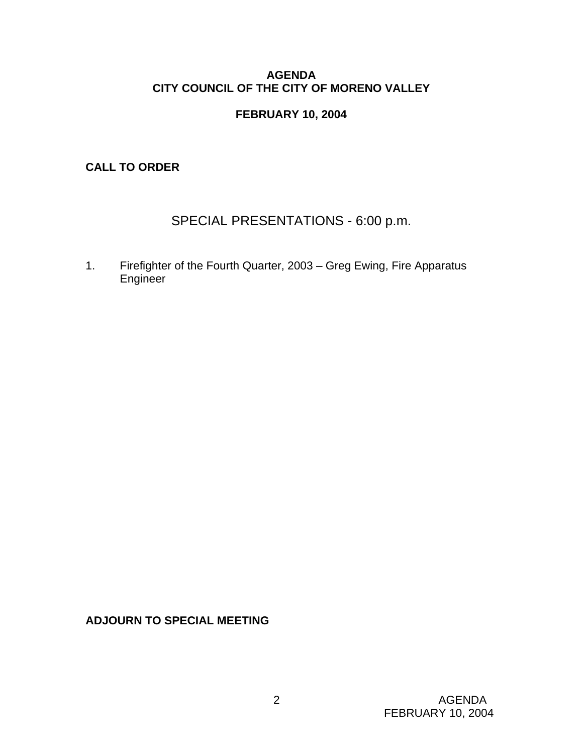# AGENDA
# CITY COUNCIL OF THE CITY OF MORENO VALLEY

## FEBRUARY 10, 2004

**CALL TO ORDER**

## SPECIAL PRESENTATIONS - 6:00 p.m.

1. Firefighter of the Fourth Quarter, 2003 – Greg Ewing, Fire Apparatus Engineer

**ADJOURN TO SPECIAL MEETING**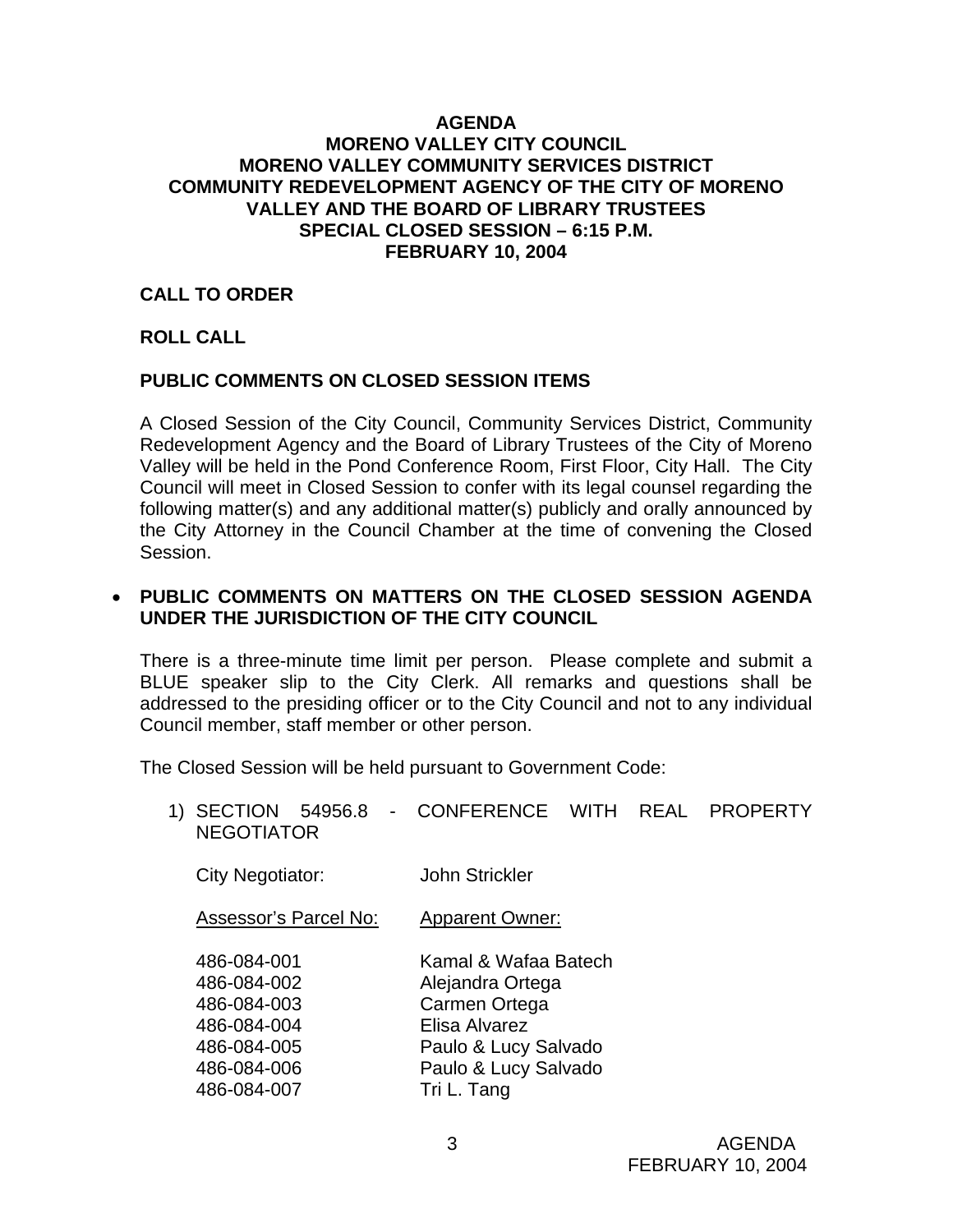**AGENDA**
**MORENO VALLEY CITY COUNCIL**
**MORENO VALLEY COMMUNITY SERVICES DISTRICT**
**COMMUNITY REDEVELOPMENT AGENCY OF THE CITY OF MORENO VALLEY AND THE BOARD OF LIBRARY TRUSTEES**
**SPECIAL CLOSED SESSION – 6:15 P.M.**
**FEBRUARY 10, 2004**

**CALL TO ORDER**

**ROLL CALL**

**PUBLIC COMMENTS ON CLOSED SESSION ITEMS**

A Closed Session of the City Council, Community Services District, Community Redevelopment Agency and the Board of Library Trustees of the City of Moreno Valley will be held in the Pond Conference Room, First Floor, City Hall. The City Council will meet in Closed Session to confer with its legal counsel regarding the following matter(s) and any additional matter(s) publicly and orally announced by the City Attorney in the Council Chamber at the time of convening the Closed Session.

- **PUBLIC COMMENTS ON MATTERS ON THE CLOSED SESSION AGENDA UNDER THE JURISDICTION OF THE CITY COUNCIL**

There is a three-minute time limit per person. Please complete and submit a BLUE speaker slip to the City Clerk. All remarks and questions shall be addressed to the presiding officer or to the City Council and not to any individual Council member, staff member or other person.

The Closed Session will be held pursuant to Government Code:

1) SECTION 54956.8 - CONFERENCE WITH REAL PROPERTY NEGOTIATOR

City Negotiator: John Strickler

| Assessor's Parcel No: | Apparent Owner: |
|---|---|
| 486-084-001 | Kamal & Wafaa Batech |
| 486-084-002 | Alejandra Ortega |
| 486-084-003 | Carmen Ortega |
| 486-084-004 | Elisa Alvarez |
| 486-084-005 | Paulo & Lucy Salvado |
| 486-084-006 | Paulo & Lucy Salvado |
| 486-084-007 | Tri L. Tang |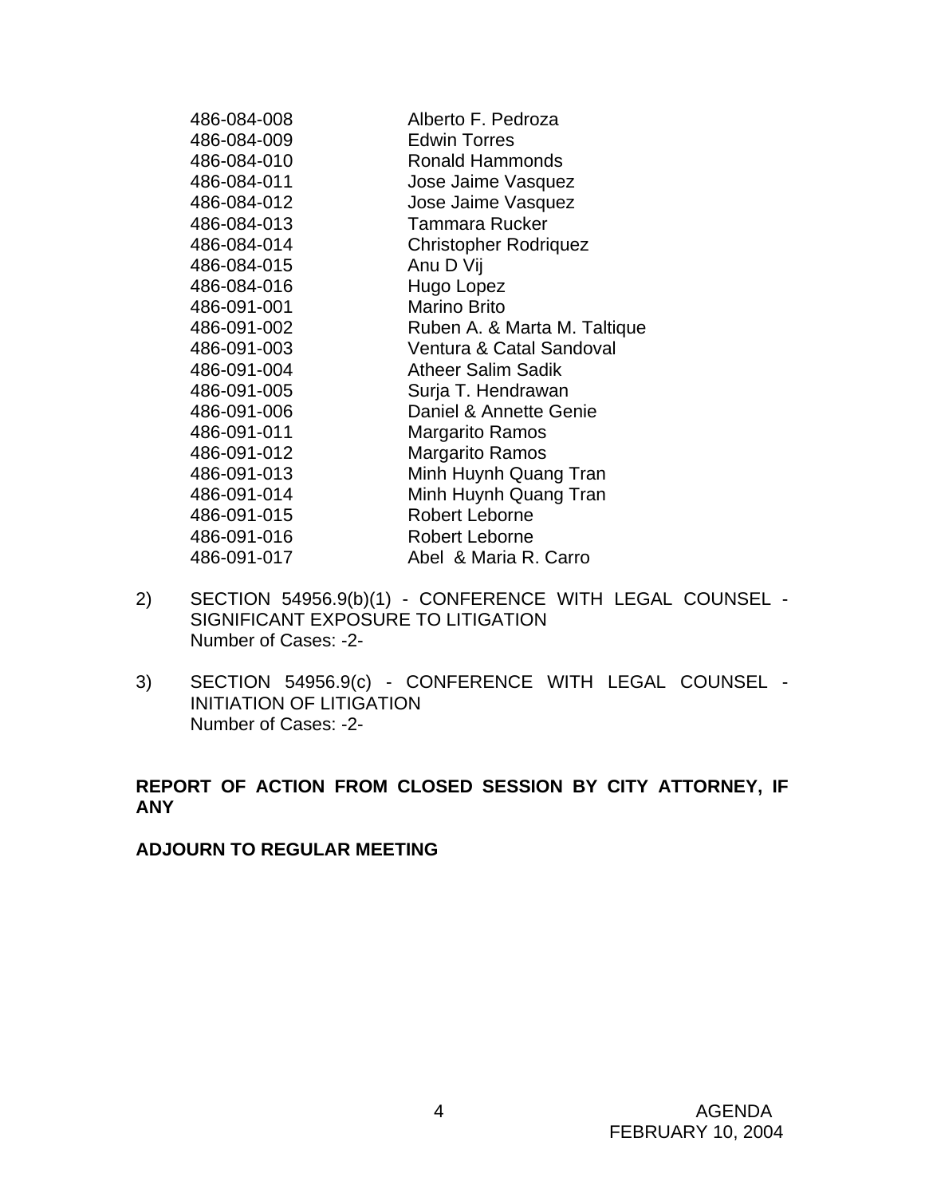| | |
|---|---|
| 486-084-008 | Alberto F. Pedroza |
| 486-084-009 | Edwin Torres |
| 486-084-010 | Ronald Hammonds |
| 486-084-011 | Jose Jaime Vasquez |
| 486-084-012 | Jose Jaime Vasquez |
| 486-084-013 | Tammara Rucker |
| 486-084-014 | Christopher Rodriquez |
| 486-084-015 | Anu D Vij |
| 486-084-016 | Hugo Lopez |
| 486-091-001 | Marino Brito |
| 486-091-002 | Ruben A. & Marta M. Taltique |
| 486-091-003 | Ventura & Catal Sandoval |
| 486-091-004 | Atheer Salim Sadik |
| 486-091-005 | Surja T. Hendrawan |
| 486-091-006 | Daniel & Annette Genie |
| 486-091-011 | Margarito Ramos |
| 486-091-012 | Margarito Ramos |
| 486-091-013 | Minh Huynh Quang Tran |
| 486-091-014 | Minh Huynh Quang Tran |
| 486-091-015 | Robert Leborne |
| 486-091-016 | Robert Leborne |
| 486-091-017 | Abel & Maria R. Carro |

2) SECTION 54956.9(b)(1) - CONFERENCE WITH LEGAL COUNSEL - SIGNIFICANT EXPOSURE TO LITIGATION
Number of Cases: -2-

3) SECTION 54956.9(c) - CONFERENCE WITH LEGAL COUNSEL - INITIATION OF LITIGATION
Number of Cases: -2-

**REPORT OF ACTION FROM CLOSED SESSION BY CITY ATTORNEY, IF ANY**

**ADJOURN TO REGULAR MEETING**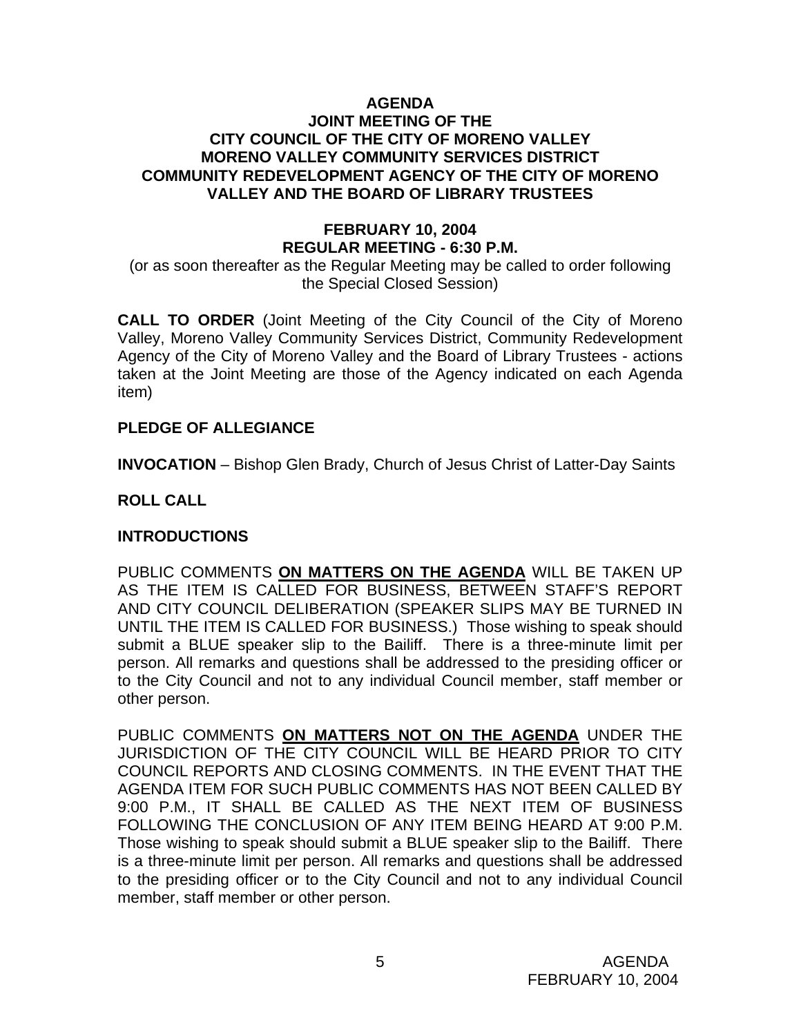# AGENDA
## JOINT MEETING OF THE CITY COUNCIL OF THE CITY OF MORENO VALLEY MORENO VALLEY COMMUNITY SERVICES DISTRICT COMMUNITY REDEVELOPMENT AGENCY OF THE CITY OF MORENO VALLEY AND THE BOARD OF LIBRARY TRUSTEES

**FEBRUARY 10, 2004**
**REGULAR MEETING - 6:30 P.M.**

(or as soon thereafter as the Regular Meeting may be called to order following the Special Closed Session)

**CALL TO ORDER** (Joint Meeting of the City Council of the City of Moreno Valley, Moreno Valley Community Services District, Community Redevelopment Agency of the City of Moreno Valley and the Board of Library Trustees - actions taken at the Joint Meeting are those of the Agency indicated on each Agenda item)

**PLEDGE OF ALLEGIANCE**

**INVOCATION** – Bishop Glen Brady, Church of Jesus Christ of Latter-Day Saints

**ROLL CALL**

**INTRODUCTIONS**

PUBLIC COMMENTS **ON MATTERS ON THE AGENDA** WILL BE TAKEN UP AS THE ITEM IS CALLED FOR BUSINESS, BETWEEN STAFF'S REPORT AND CITY COUNCIL DELIBERATION (SPEAKER SLIPS MAY BE TURNED IN UNTIL THE ITEM IS CALLED FOR BUSINESS.) Those wishing to speak should submit a BLUE speaker slip to the Bailiff. There is a three-minute limit per person. All remarks and questions shall be addressed to the presiding officer or to the City Council and not to any individual Council member, staff member or other person.

PUBLIC COMMENTS **ON MATTERS NOT ON THE AGENDA** UNDER THE JURISDICTION OF THE CITY COUNCIL WILL BE HEARD PRIOR TO CITY COUNCIL REPORTS AND CLOSING COMMENTS. IN THE EVENT THAT THE AGENDA ITEM FOR SUCH PUBLIC COMMENTS HAS NOT BEEN CALLED BY 9:00 P.M., IT SHALL BE CALLED AS THE NEXT ITEM OF BUSINESS FOLLOWING THE CONCLUSION OF ANY ITEM BEING HEARD AT 9:00 P.M. Those wishing to speak should submit a BLUE speaker slip to the Bailiff. There is a three-minute limit per person. All remarks and questions shall be addressed to the presiding officer or to the City Council and not to any individual Council member, staff member or other person.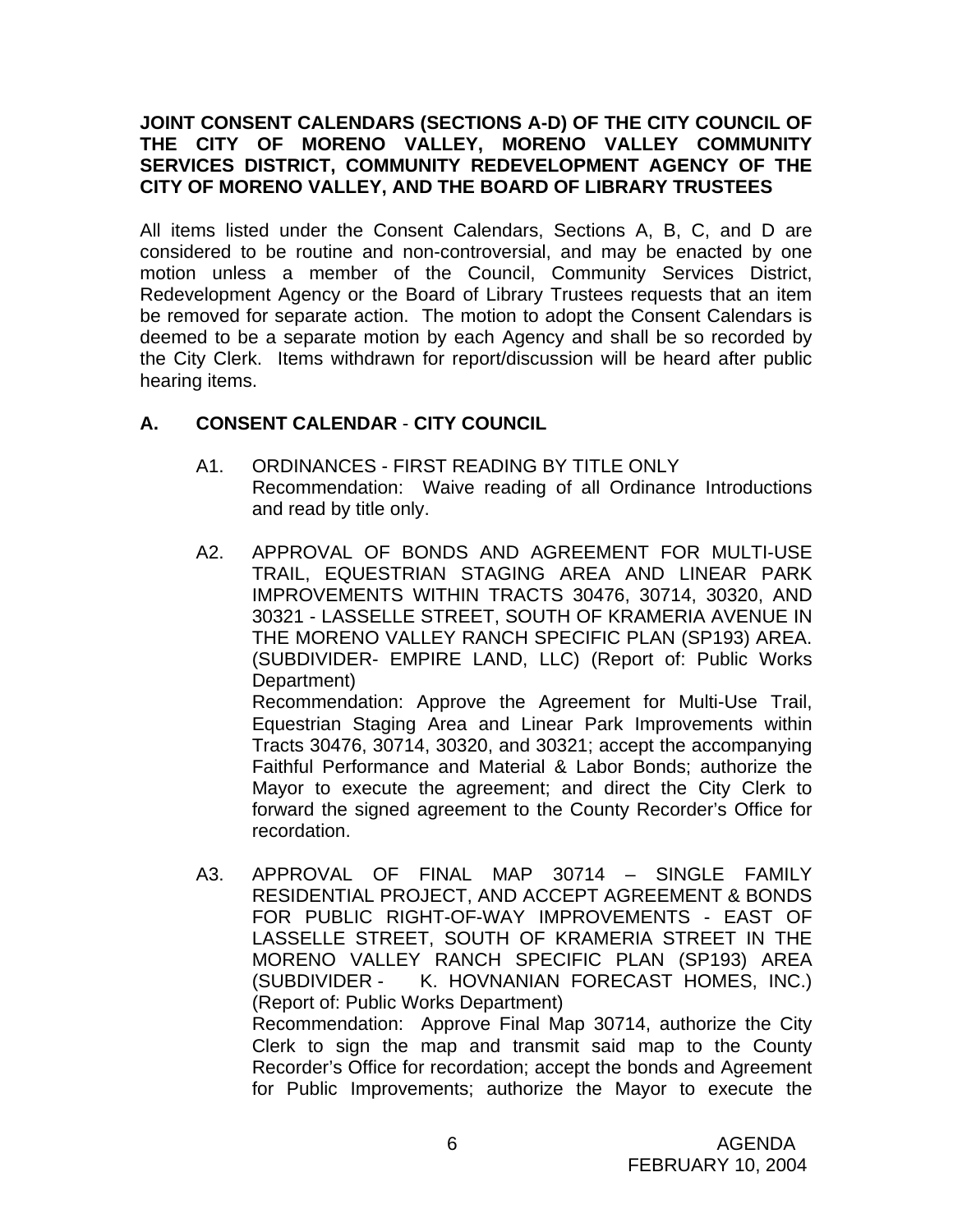**JOINT CONSENT CALENDARS (SECTIONS A-D) OF THE CITY COUNCIL OF THE CITY OF MORENO VALLEY, MORENO VALLEY COMMUNITY SERVICES DISTRICT, COMMUNITY REDEVELOPMENT AGENCY OF THE CITY OF MORENO VALLEY, AND THE BOARD OF LIBRARY TRUSTEES**

All items listed under the Consent Calendars, Sections A, B, C, and D are considered to be routine and non-controversial, and may be enacted by one motion unless a member of the Council, Community Services District, Redevelopment Agency or the Board of Library Trustees requests that an item be removed for separate action. The motion to adopt the Consent Calendars is deemed to be a separate motion by each Agency and shall be so recorded by the City Clerk. Items withdrawn for report/discussion will be heard after public hearing items.

## A. CONSENT CALENDAR - CITY COUNCIL

A1. ORDINANCES - FIRST READING BY TITLE ONLY
Recommendation: Waive reading of all Ordinance Introductions and read by title only.

A2. APPROVAL OF BONDS AND AGREEMENT FOR MULTI-USE TRAIL, EQUESTRIAN STAGING AREA AND LINEAR PARK IMPROVEMENTS WITHIN TRACTS 30476, 30714, 30320, AND 30321 - LASSELLE STREET, SOUTH OF KRAMERIA AVENUE IN THE MORENO VALLEY RANCH SPECIFIC PLAN (SP193) AREA. (SUBDIVIDER- EMPIRE LAND, LLC) (Report of: Public Works Department)
Recommendation: Approve the Agreement for Multi-Use Trail, Equestrian Staging Area and Linear Park Improvements within Tracts 30476, 30714, 30320, and 30321; accept the accompanying Faithful Performance and Material & Labor Bonds; authorize the Mayor to execute the agreement; and direct the City Clerk to forward the signed agreement to the County Recorder's Office for recordation.

A3. APPROVAL OF FINAL MAP 30714 – SINGLE FAMILY RESIDENTIAL PROJECT, AND ACCEPT AGREEMENT & BONDS FOR PUBLIC RIGHT-OF-WAY IMPROVEMENTS - EAST OF LASSELLE STREET, SOUTH OF KRAMERIA STREET IN THE MORENO VALLEY RANCH SPECIFIC PLAN (SP193) AREA (SUBDIVIDER - K. HOVNANIAN FORECAST HOMES, INC.) (Report of: Public Works Department)
Recommendation: Approve Final Map 30714, authorize the City Clerk to sign the map and transmit said map to the County Recorder's Office for recordation; accept the bonds and Agreement for Public Improvements; authorize the Mayor to execute the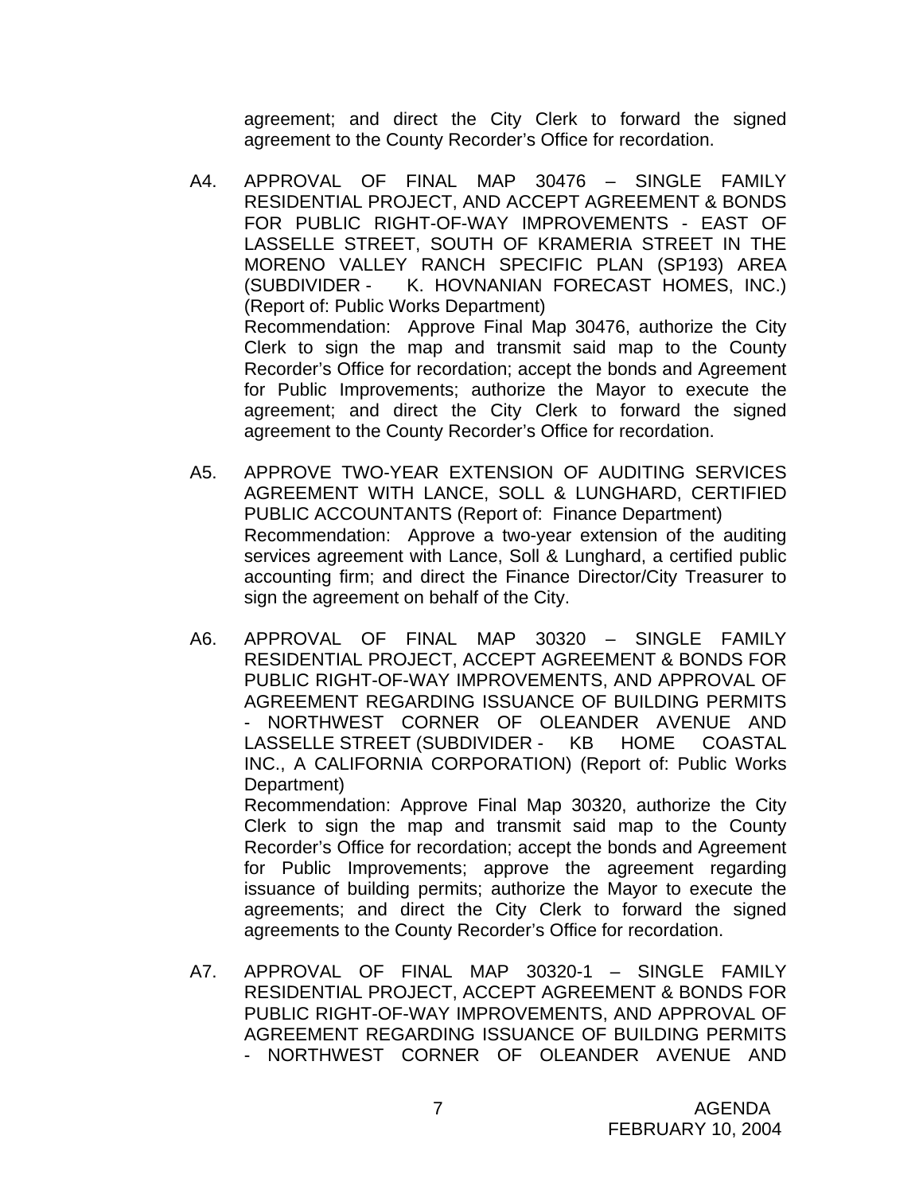agreement; and direct the City Clerk to forward the signed agreement to the County Recorder's Office for recordation.

A4. APPROVAL OF FINAL MAP 30476 – SINGLE FAMILY RESIDENTIAL PROJECT, AND ACCEPT AGREEMENT & BONDS FOR PUBLIC RIGHT-OF-WAY IMPROVEMENTS - EAST OF LASSELLE STREET, SOUTH OF KRAMERIA STREET IN THE MORENO VALLEY RANCH SPECIFIC PLAN (SP193) AREA (SUBDIVIDER - K. HOVNANIAN FORECAST HOMES, INC.) (Report of: Public Works Department)
Recommendation: Approve Final Map 30476, authorize the City Clerk to sign the map and transmit said map to the County Recorder's Office for recordation; accept the bonds and Agreement for Public Improvements; authorize the Mayor to execute the agreement; and direct the City Clerk to forward the signed agreement to the County Recorder's Office for recordation.

A5. APPROVE TWO-YEAR EXTENSION OF AUDITING SERVICES AGREEMENT WITH LANCE, SOLL & LUNGHARD, CERTIFIED PUBLIC ACCOUNTANTS (Report of: Finance Department)
Recommendation: Approve a two-year extension of the auditing services agreement with Lance, Soll & Lunghard, a certified public accounting firm; and direct the Finance Director/City Treasurer to sign the agreement on behalf of the City.

A6. APPROVAL OF FINAL MAP 30320 – SINGLE FAMILY RESIDENTIAL PROJECT, ACCEPT AGREEMENT & BONDS FOR PUBLIC RIGHT-OF-WAY IMPROVEMENTS, AND APPROVAL OF AGREEMENT REGARDING ISSUANCE OF BUILDING PERMITS - NORTHWEST CORNER OF OLEANDER AVENUE AND LASSELLE STREET (SUBDIVIDER - KB HOME COASTAL INC., A CALIFORNIA CORPORATION) (Report of: Public Works Department)
Recommendation: Approve Final Map 30320, authorize the City Clerk to sign the map and transmit said map to the County Recorder's Office for recordation; accept the bonds and Agreement for Public Improvements; approve the agreement regarding issuance of building permits; authorize the Mayor to execute the agreements; and direct the City Clerk to forward the signed agreements to the County Recorder's Office for recordation.

A7. APPROVAL OF FINAL MAP 30320-1 – SINGLE FAMILY RESIDENTIAL PROJECT, ACCEPT AGREEMENT & BONDS FOR PUBLIC RIGHT-OF-WAY IMPROVEMENTS, AND APPROVAL OF AGREEMENT REGARDING ISSUANCE OF BUILDING PERMITS - NORTHWEST CORNER OF OLEANDER AVENUE AND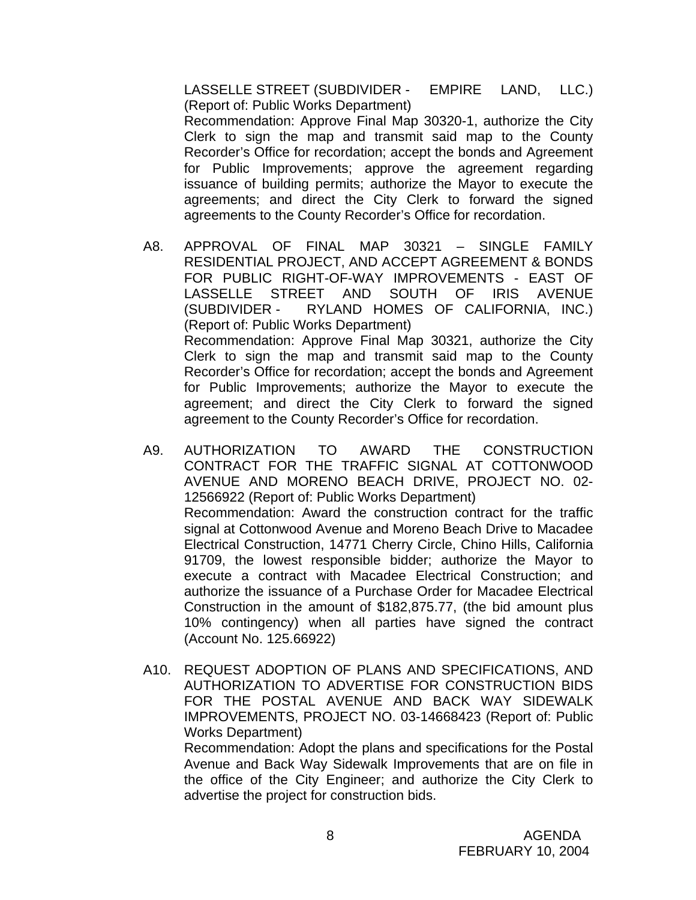LASSELLE STREET (SUBDIVIDER - EMPIRE LAND, LLC.) (Report of: Public Works Department)

Recommendation: Approve Final Map 30320-1, authorize the City Clerk to sign the map and transmit said map to the County Recorder's Office for recordation; accept the bonds and Agreement for Public Improvements; approve the agreement regarding issuance of building permits; authorize the Mayor to execute the agreements; and direct the City Clerk to forward the signed agreements to the County Recorder's Office for recordation.

A8. APPROVAL OF FINAL MAP 30321 – SINGLE FAMILY RESIDENTIAL PROJECT, AND ACCEPT AGREEMENT & BONDS FOR PUBLIC RIGHT-OF-WAY IMPROVEMENTS - EAST OF LASSELLE STREET AND SOUTH OF IRIS AVENUE (SUBDIVIDER - RYLAND HOMES OF CALIFORNIA, INC.) (Report of: Public Works Department)

Recommendation: Approve Final Map 30321, authorize the City Clerk to sign the map and transmit said map to the County Recorder's Office for recordation; accept the bonds and Agreement for Public Improvements; authorize the Mayor to execute the agreement; and direct the City Clerk to forward the signed agreement to the County Recorder's Office for recordation.

A9. AUTHORIZATION TO AWARD THE CONSTRUCTION CONTRACT FOR THE TRAFFIC SIGNAL AT COTTONWOOD AVENUE AND MORENO BEACH DRIVE, PROJECT NO. 02-12566922 (Report of: Public Works Department)

Recommendation: Award the construction contract for the traffic signal at Cottonwood Avenue and Moreno Beach Drive to Macadee Electrical Construction, 14771 Cherry Circle, Chino Hills, California 91709, the lowest responsible bidder; authorize the Mayor to execute a contract with Macadee Electrical Construction; and authorize the issuance of a Purchase Order for Macadee Electrical Construction in the amount of $182,875.77, (the bid amount plus 10% contingency) when all parties have signed the contract (Account No. 125.66922)

A10. REQUEST ADOPTION OF PLANS AND SPECIFICATIONS, AND AUTHORIZATION TO ADVERTISE FOR CONSTRUCTION BIDS FOR THE POSTAL AVENUE AND BACK WAY SIDEWALK IMPROVEMENTS, PROJECT NO. 03-14668423 (Report of: Public Works Department)

Recommendation: Adopt the plans and specifications for the Postal Avenue and Back Way Sidewalk Improvements that are on file in the office of the City Engineer; and authorize the City Clerk to advertise the project for construction bids.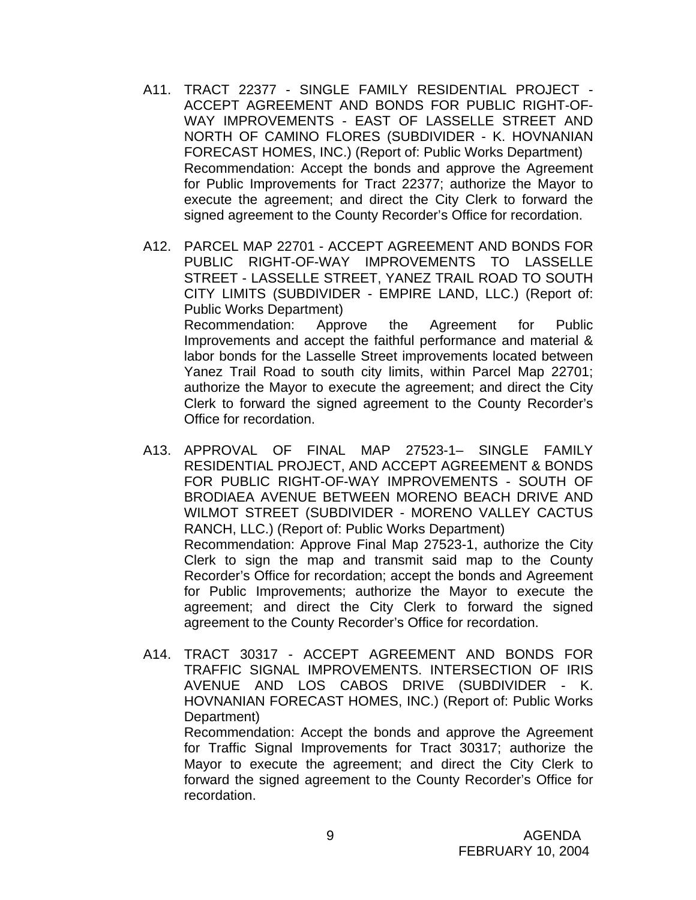A11. TRACT 22377 - SINGLE FAMILY RESIDENTIAL PROJECT - ACCEPT AGREEMENT AND BONDS FOR PUBLIC RIGHT-OF-WAY IMPROVEMENTS - EAST OF LASSELLE STREET AND NORTH OF CAMINO FLORES (SUBDIVIDER - K. HOVNANIAN FORECAST HOMES, INC.) (Report of: Public Works Department)
Recommendation: Accept the bonds and approve the Agreement for Public Improvements for Tract 22377; authorize the Mayor to execute the agreement; and direct the City Clerk to forward the signed agreement to the County Recorder's Office for recordation.

A12. PARCEL MAP 22701 - ACCEPT AGREEMENT AND BONDS FOR PUBLIC RIGHT-OF-WAY IMPROVEMENTS TO LASSELLE STREET - LASSELLE STREET, YANEZ TRAIL ROAD TO SOUTH CITY LIMITS (SUBDIVIDER - EMPIRE LAND, LLC.) (Report of: Public Works Department)
Recommendation: Approve the Agreement for Public Improvements and accept the faithful performance and material & labor bonds for the Lasselle Street improvements located between Yanez Trail Road to south city limits, within Parcel Map 22701; authorize the Mayor to execute the agreement; and direct the City Clerk to forward the signed agreement to the County Recorder's Office for recordation.

A13. APPROVAL OF FINAL MAP 27523-1– SINGLE FAMILY RESIDENTIAL PROJECT, AND ACCEPT AGREEMENT & BONDS FOR PUBLIC RIGHT-OF-WAY IMPROVEMENTS - SOUTH OF BRODIAEA AVENUE BETWEEN MORENO BEACH DRIVE AND WILMOT STREET (SUBDIVIDER - MORENO VALLEY CACTUS RANCH, LLC.) (Report of: Public Works Department)
Recommendation: Approve Final Map 27523-1, authorize the City Clerk to sign the map and transmit said map to the County Recorder's Office for recordation; accept the bonds and Agreement for Public Improvements; authorize the Mayor to execute the agreement; and direct the City Clerk to forward the signed agreement to the County Recorder's Office for recordation.

A14. TRACT 30317 - ACCEPT AGREEMENT AND BONDS FOR TRAFFIC SIGNAL IMPROVEMENTS. INTERSECTION OF IRIS AVENUE AND LOS CABOS DRIVE (SUBDIVIDER - K. HOVNANIAN FORECAST HOMES, INC.) (Report of: Public Works Department)
Recommendation: Accept the bonds and approve the Agreement for Traffic Signal Improvements for Tract 30317; authorize the Mayor to execute the agreement; and direct the City Clerk to forward the signed agreement to the County Recorder's Office for recordation.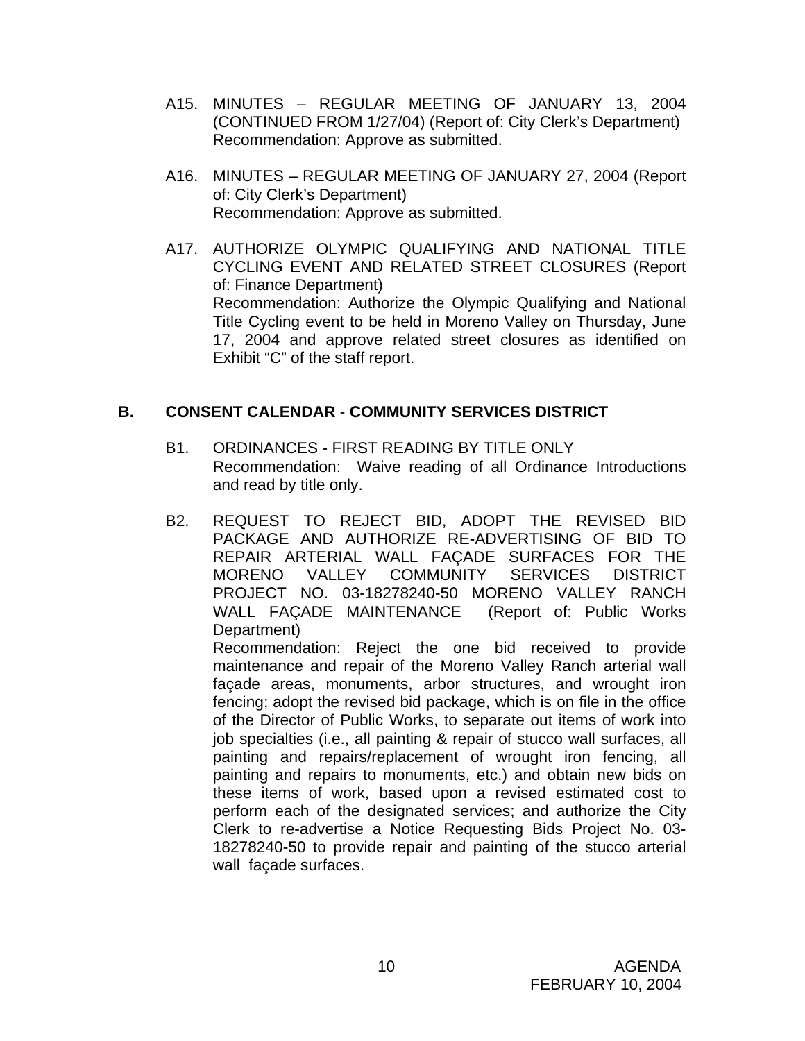A15. MINUTES – REGULAR MEETING OF JANUARY 13, 2004 (CONTINUED FROM 1/27/04) (Report of: City Clerk's Department)
Recommendation: Approve as submitted.

A16. MINUTES – REGULAR MEETING OF JANUARY 27, 2004 (Report of: City Clerk's Department)
Recommendation: Approve as submitted.

A17. AUTHORIZE OLYMPIC QUALIFYING AND NATIONAL TITLE CYCLING EVENT AND RELATED STREET CLOSURES (Report of: Finance Department)
Recommendation: Authorize the Olympic Qualifying and National Title Cycling event to be held in Moreno Valley on Thursday, June 17, 2004 and approve related street closures as identified on Exhibit "C" of the staff report.

## B. CONSENT CALENDAR - COMMUNITY SERVICES DISTRICT

B1. ORDINANCES - FIRST READING BY TITLE ONLY
Recommendation: Waive reading of all Ordinance Introductions and read by title only.

B2. REQUEST TO REJECT BID, ADOPT THE REVISED BID PACKAGE AND AUTHORIZE RE-ADVERTISING OF BID TO REPAIR ARTERIAL WALL FAÇADE SURFACES FOR THE MORENO VALLEY COMMUNITY SERVICES DISTRICT PROJECT NO. 03-18278240-50 MORENO VALLEY RANCH WALL FAÇADE MAINTENANCE (Report of: Public Works Department)
Recommendation: Reject the one bid received to provide maintenance and repair of the Moreno Valley Ranch arterial wall façade areas, monuments, arbor structures, and wrought iron fencing; adopt the revised bid package, which is on file in the office of the Director of Public Works, to separate out items of work into job specialties (i.e., all painting & repair of stucco wall surfaces, all painting and repairs/replacement of wrought iron fencing, all painting and repairs to monuments, etc.) and obtain new bids on these items of work, based upon a revised estimated cost to perform each of the designated services; and authorize the City Clerk to re-advertise a Notice Requesting Bids Project No. 03-18278240-50 to provide repair and painting of the stucco arterial wall façade surfaces.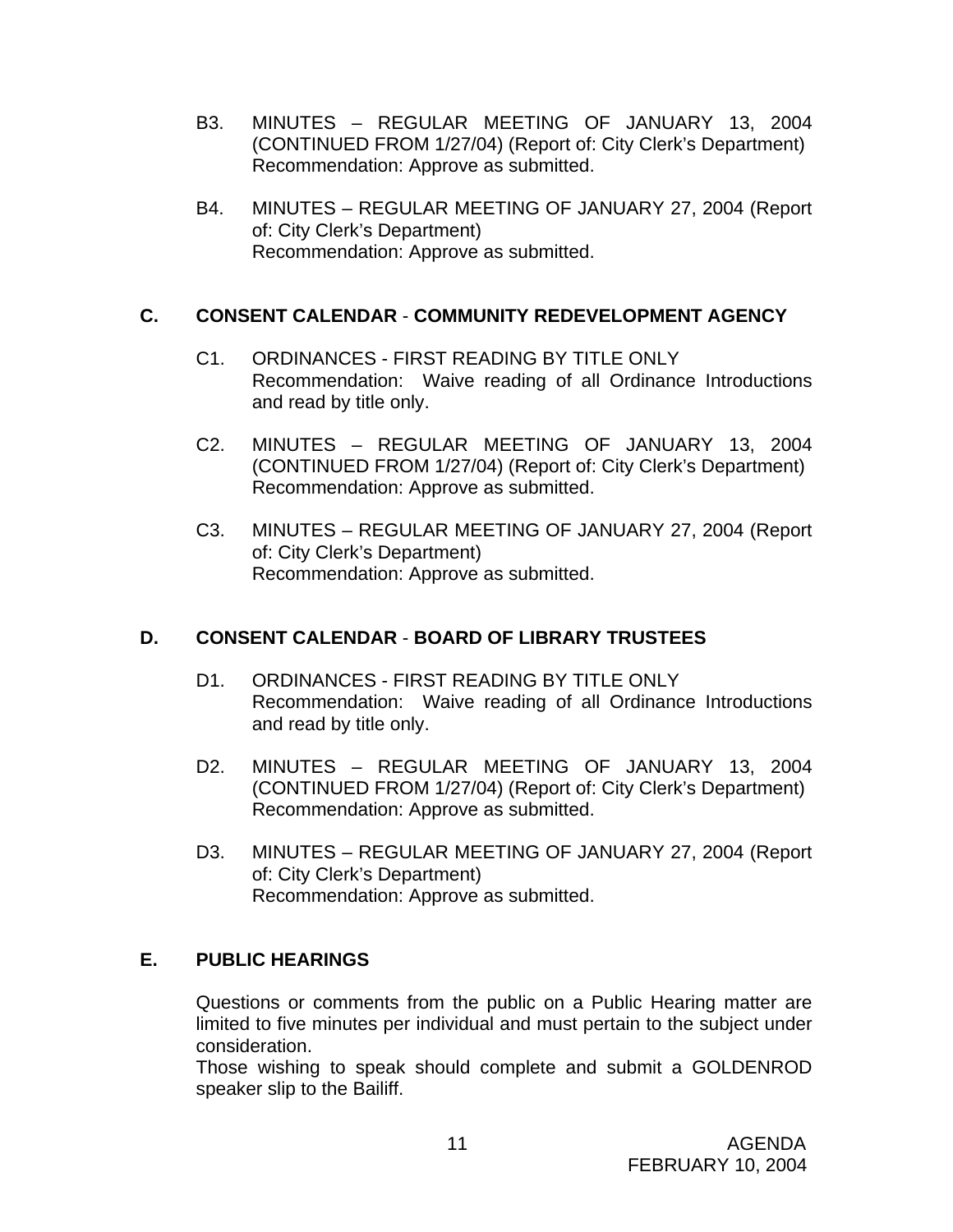B3. MINUTES – REGULAR MEETING OF JANUARY 13, 2004 (CONTINUED FROM 1/27/04) (Report of: City Clerk's Department)
Recommendation: Approve as submitted.

B4. MINUTES – REGULAR MEETING OF JANUARY 27, 2004 (Report of: City Clerk's Department)
Recommendation: Approve as submitted.

## C. CONSENT CALENDAR - COMMUNITY REDEVELOPMENT AGENCY

C1. ORDINANCES - FIRST READING BY TITLE ONLY
Recommendation: Waive reading of all Ordinance Introductions and read by title only.

C2. MINUTES – REGULAR MEETING OF JANUARY 13, 2004 (CONTINUED FROM 1/27/04) (Report of: City Clerk's Department)
Recommendation: Approve as submitted.

C3. MINUTES – REGULAR MEETING OF JANUARY 27, 2004 (Report of: City Clerk's Department)
Recommendation: Approve as submitted.

## D. CONSENT CALENDAR - BOARD OF LIBRARY TRUSTEES

D1. ORDINANCES - FIRST READING BY TITLE ONLY
Recommendation: Waive reading of all Ordinance Introductions and read by title only.

D2. MINUTES – REGULAR MEETING OF JANUARY 13, 2004 (CONTINUED FROM 1/27/04) (Report of: City Clerk's Department)
Recommendation: Approve as submitted.

D3. MINUTES – REGULAR MEETING OF JANUARY 27, 2004 (Report of: City Clerk's Department)
Recommendation: Approve as submitted.

## E. PUBLIC HEARINGS

Questions or comments from the public on a Public Hearing matter are limited to five minutes per individual and must pertain to the subject under consideration.
Those wishing to speak should complete and submit a GOLDENROD speaker slip to the Bailiff.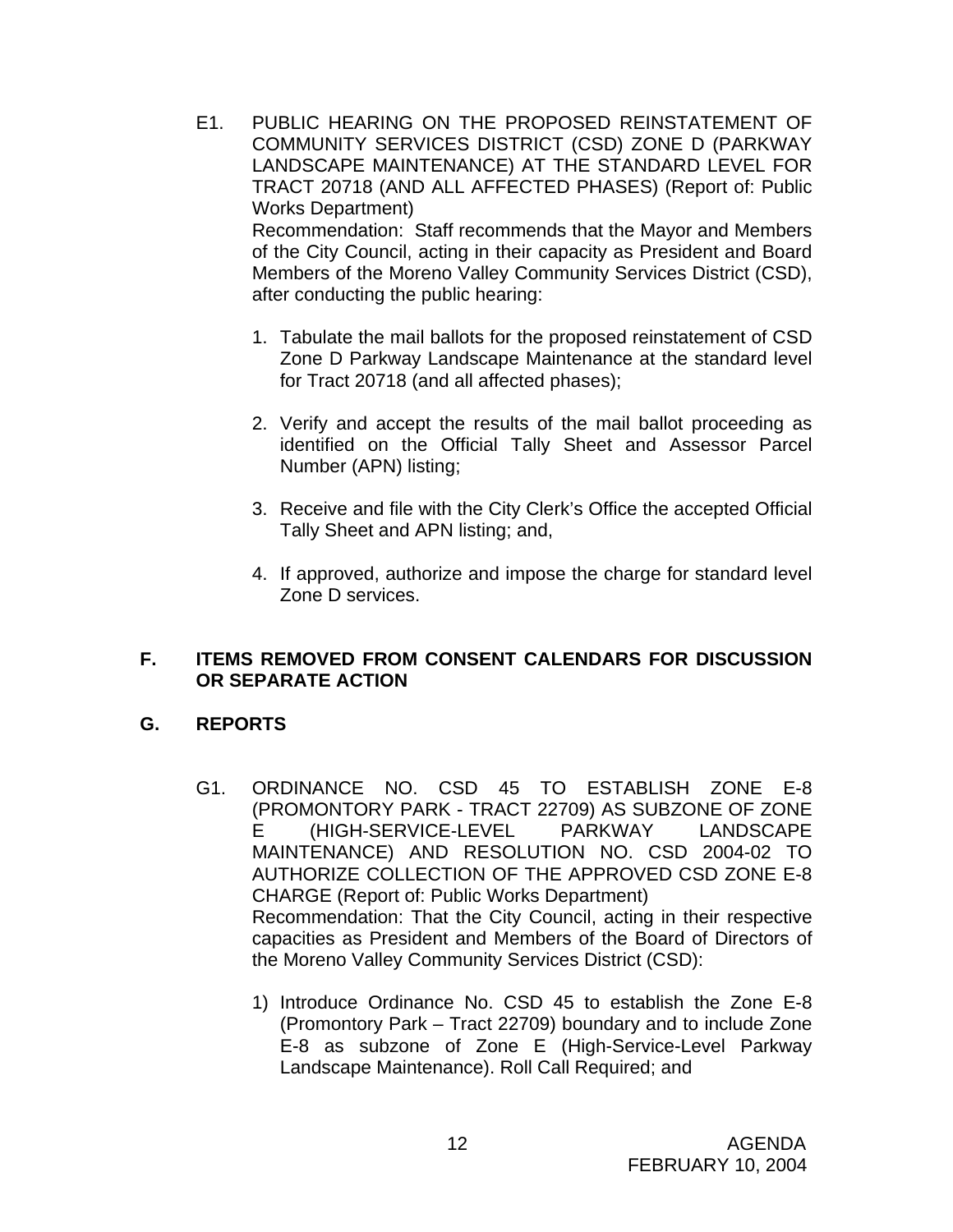E1. PUBLIC HEARING ON THE PROPOSED REINSTATEMENT OF COMMUNITY SERVICES DISTRICT (CSD) ZONE D (PARKWAY LANDSCAPE MAINTENANCE) AT THE STANDARD LEVEL FOR TRACT 20718 (AND ALL AFFECTED PHASES) (Report of: Public Works Department)
Recommendation: Staff recommends that the Mayor and Members of the City Council, acting in their capacity as President and Board Members of the Moreno Valley Community Services District (CSD), after conducting the public hearing:

1. Tabulate the mail ballots for the proposed reinstatement of CSD Zone D Parkway Landscape Maintenance at the standard level for Tract 20718 (and all affected phases);

2. Verify and accept the results of the mail ballot proceeding as identified on the Official Tally Sheet and Assessor Parcel Number (APN) listing;

3. Receive and file with the City Clerk's Office the accepted Official Tally Sheet and APN listing; and,

4. If approved, authorize and impose the charge for standard level Zone D services.

## F. ITEMS REMOVED FROM CONSENT CALENDARS FOR DISCUSSION OR SEPARATE ACTION

## G. REPORTS

G1. ORDINANCE NO. CSD 45 TO ESTABLISH ZONE E-8 (PROMONTORY PARK - TRACT 22709) AS SUBZONE OF ZONE E (HIGH-SERVICE-LEVEL PARKWAY LANDSCAPE MAINTENANCE) AND RESOLUTION NO. CSD 2004-02 TO AUTHORIZE COLLECTION OF THE APPROVED CSD ZONE E-8 CHARGE (Report of: Public Works Department)
Recommendation: That the City Council, acting in their respective capacities as President and Members of the Board of Directors of the Moreno Valley Community Services District (CSD):

1) Introduce Ordinance No. CSD 45 to establish the Zone E-8 (Promontory Park – Tract 22709) boundary and to include Zone E-8 as subzone of Zone E (High-Service-Level Parkway Landscape Maintenance). Roll Call Required; and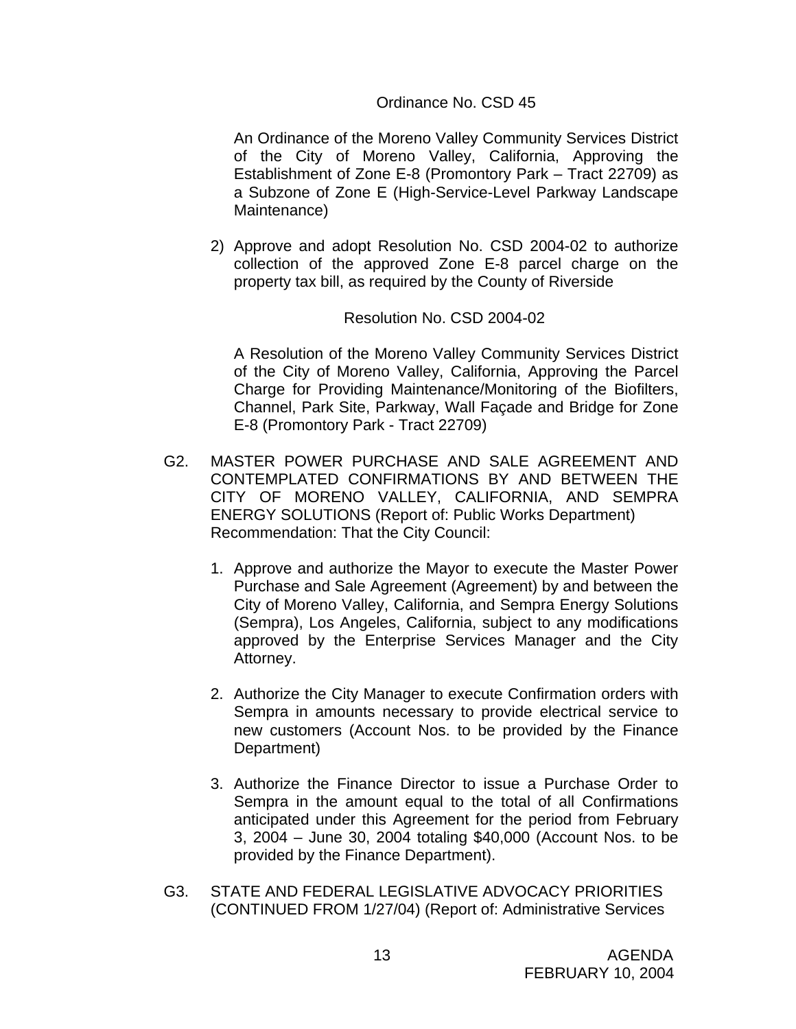Ordinance No. CSD 45

An Ordinance of the Moreno Valley Community Services District of the City of Moreno Valley, California, Approving the Establishment of Zone E-8 (Promontory Park – Tract 22709) as a Subzone of Zone E (High-Service-Level Parkway Landscape Maintenance)

2) Approve and adopt Resolution No. CSD 2004-02 to authorize collection of the approved Zone E-8 parcel charge on the property tax bill, as required by the County of Riverside

Resolution No. CSD 2004-02

A Resolution of the Moreno Valley Community Services District of the City of Moreno Valley, California, Approving the Parcel Charge for Providing Maintenance/Monitoring of the Biofilters, Channel, Park Site, Parkway, Wall Façade and Bridge for Zone E-8 (Promontory Park - Tract 22709)

G2. MASTER POWER PURCHASE AND SALE AGREEMENT AND CONTEMPLATED CONFIRMATIONS BY AND BETWEEN THE CITY OF MORENO VALLEY, CALIFORNIA, AND SEMPRA ENERGY SOLUTIONS (Report of: Public Works Department)
Recommendation: That the City Council:

1. Approve and authorize the Mayor to execute the Master Power Purchase and Sale Agreement (Agreement) by and between the City of Moreno Valley, California, and Sempra Energy Solutions (Sempra), Los Angeles, California, subject to any modifications approved by the Enterprise Services Manager and the City Attorney.

2. Authorize the City Manager to execute Confirmation orders with Sempra in amounts necessary to provide electrical service to new customers (Account Nos. to be provided by the Finance Department)

3. Authorize the Finance Director to issue a Purchase Order to Sempra in the amount equal to the total of all Confirmations anticipated under this Agreement for the period from February 3, 2004 – June 30, 2004 totaling $40,000 (Account Nos. to be provided by the Finance Department).

G3. STATE AND FEDERAL LEGISLATIVE ADVOCACY PRIORITIES (CONTINUED FROM 1/27/04) (Report of: Administrative Services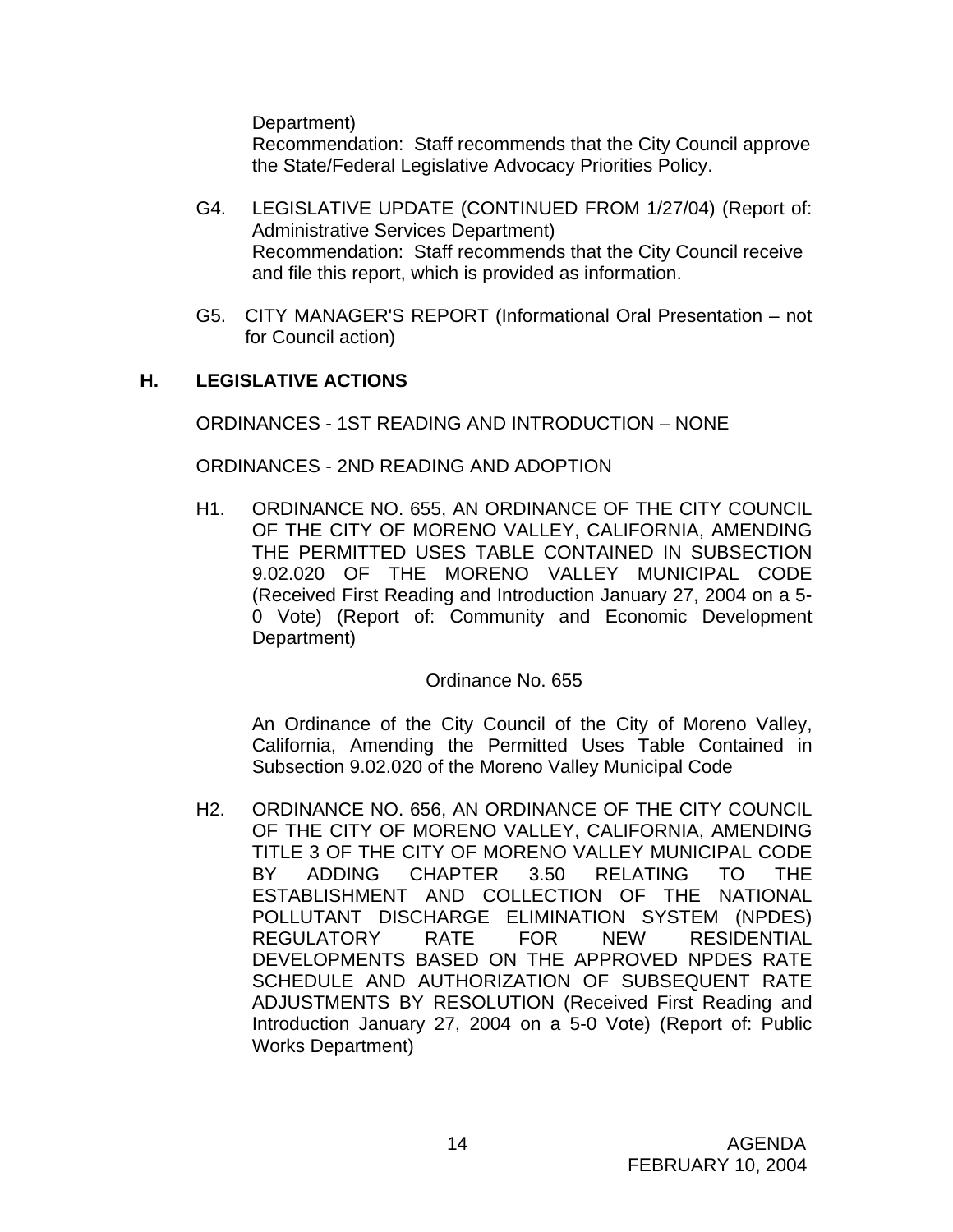Department)
Recommendation: Staff recommends that the City Council approve the State/Federal Legislative Advocacy Priorities Policy.

G4. LEGISLATIVE UPDATE (CONTINUED FROM 1/27/04) (Report of: Administrative Services Department)
Recommendation: Staff recommends that the City Council receive and file this report, which is provided as information.

G5. CITY MANAGER'S REPORT (Informational Oral Presentation – not for Council action)

## H. LEGISLATIVE ACTIONS

ORDINANCES - 1ST READING AND INTRODUCTION – NONE

ORDINANCES - 2ND READING AND ADOPTION

H1. ORDINANCE NO. 655, AN ORDINANCE OF THE CITY COUNCIL OF THE CITY OF MORENO VALLEY, CALIFORNIA, AMENDING THE PERMITTED USES TABLE CONTAINED IN SUBSECTION 9.02.020 OF THE MORENO VALLEY MUNICIPAL CODE (Received First Reading and Introduction January 27, 2004 on a 5-0 Vote) (Report of: Community and Economic Development Department)

Ordinance No. 655

An Ordinance of the City Council of the City of Moreno Valley, California, Amending the Permitted Uses Table Contained in Subsection 9.02.020 of the Moreno Valley Municipal Code

H2. ORDINANCE NO. 656, AN ORDINANCE OF THE CITY COUNCIL OF THE CITY OF MORENO VALLEY, CALIFORNIA, AMENDING TITLE 3 OF THE CITY OF MORENO VALLEY MUNICIPAL CODE BY ADDING CHAPTER 3.50 RELATING TO THE ESTABLISHMENT AND COLLECTION OF THE NATIONAL POLLUTANT DISCHARGE ELIMINATION SYSTEM (NPDES) REGULATORY RATE FOR NEW RESIDENTIAL DEVELOPMENTS BASED ON THE APPROVED NPDES RATE SCHEDULE AND AUTHORIZATION OF SUBSEQUENT RATE ADJUSTMENTS BY RESOLUTION (Received First Reading and Introduction January 27, 2004 on a 5-0 Vote) (Report of: Public Works Department)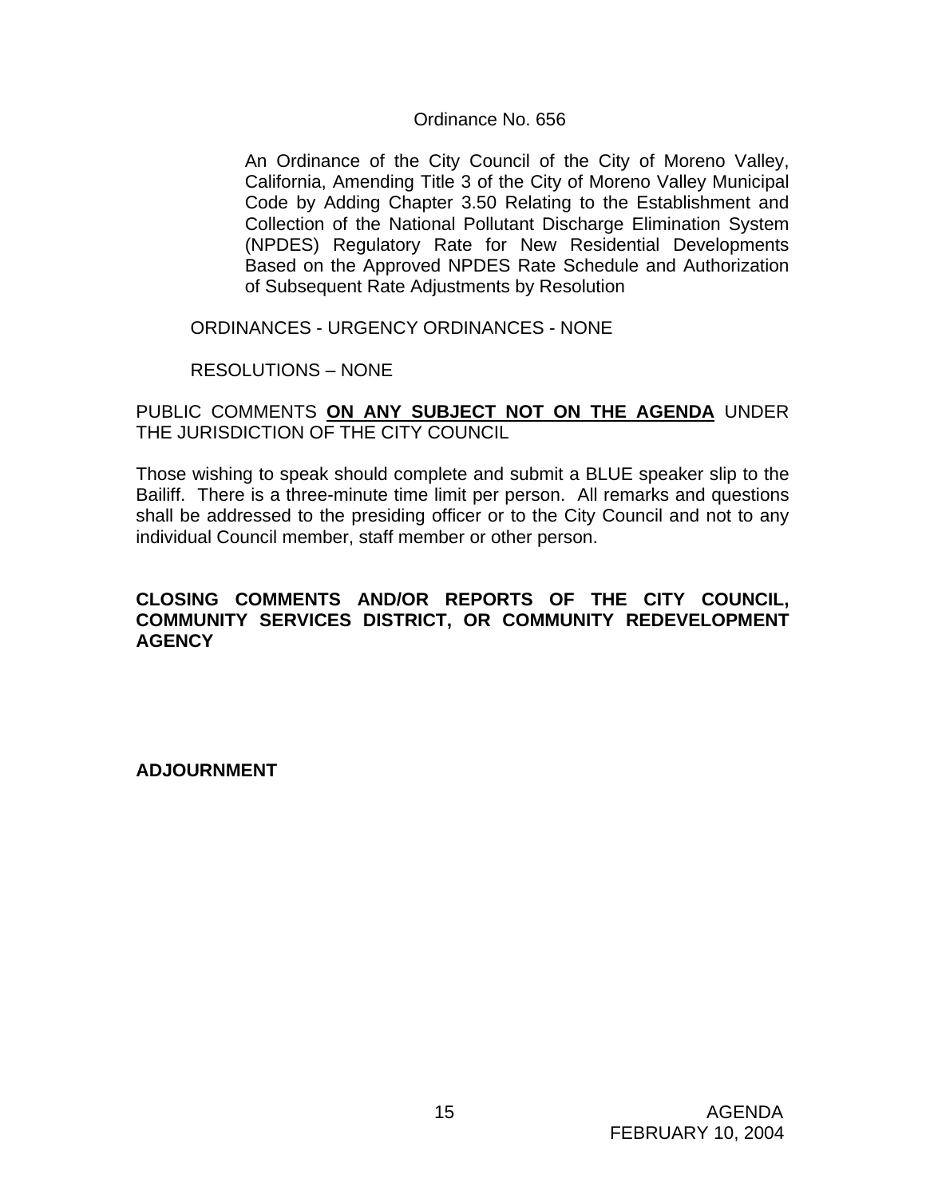Ordinance No. 656

An Ordinance of the City Council of the City of Moreno Valley, California, Amending Title 3 of the City of Moreno Valley Municipal Code by Adding Chapter 3.50 Relating to the Establishment and Collection of the National Pollutant Discharge Elimination System (NPDES) Regulatory Rate for New Residential Developments Based on the Approved NPDES Rate Schedule and Authorization of Subsequent Rate Adjustments by Resolution

ORDINANCES - URGENCY ORDINANCES - NONE

RESOLUTIONS – NONE

PUBLIC COMMENTS **ON ANY SUBJECT NOT ON THE AGENDA** UNDER THE JURISDICTION OF THE CITY COUNCIL

Those wishing to speak should complete and submit a BLUE speaker slip to the Bailiff. There is a three-minute time limit per person. All remarks and questions shall be addressed to the presiding officer or to the City Council and not to any individual Council member, staff member or other person.

**CLOSING COMMENTS AND/OR REPORTS OF THE CITY COUNCIL, COMMUNITY SERVICES DISTRICT, OR COMMUNITY REDEVELOPMENT AGENCY**

**ADJOURNMENT**